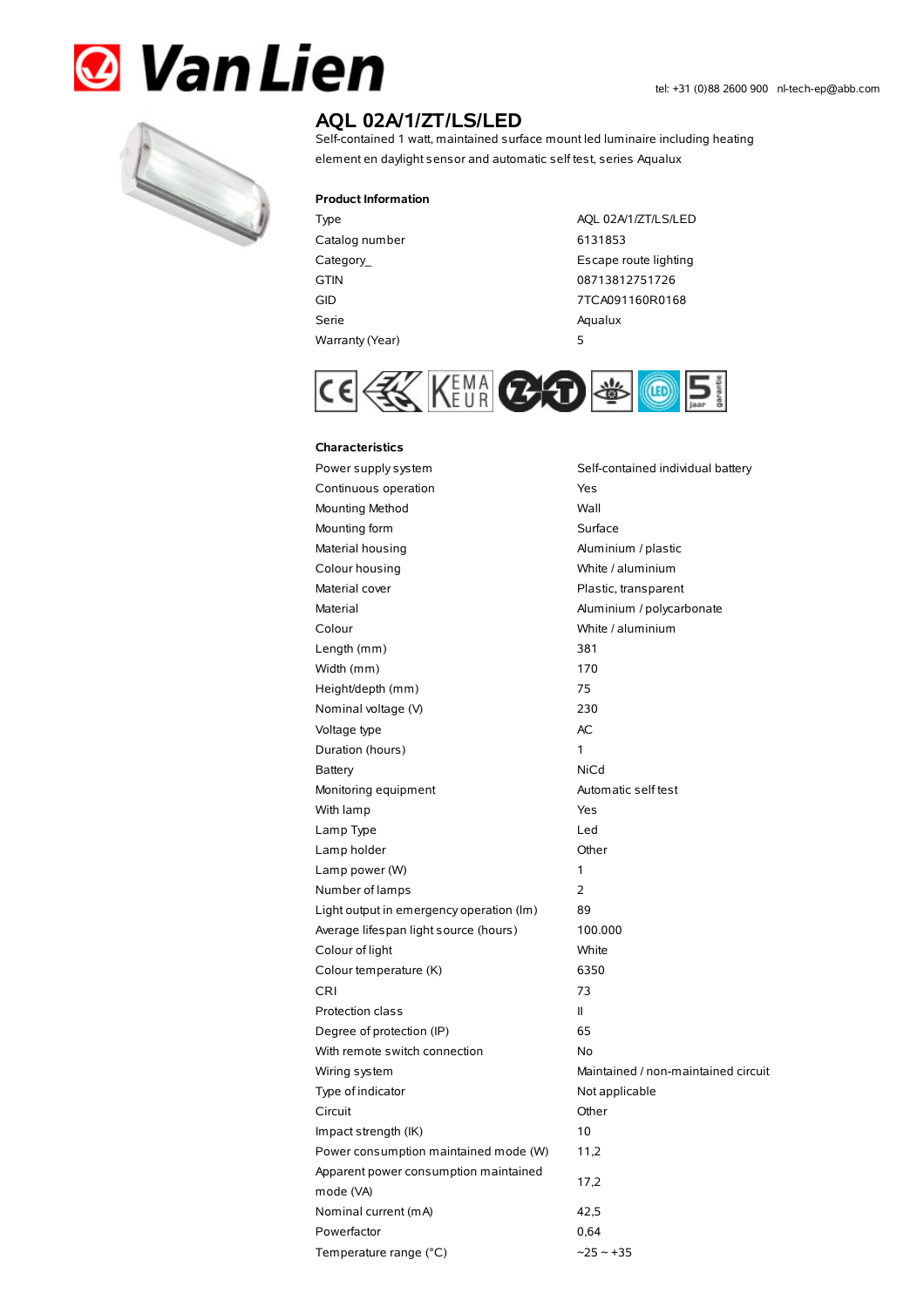Van Lien

tel: +31 (0)88 2600 900 nl-tech-ep@abb.com

# AQL 02A/1/ZT/LS/LED

Self-contained 1 watt, maintained surface mount led luminaire including heating element en daylight sensor and automatic self test, series Aqualux

### Product Information

| | |
|---|---|
| Type | AQL 02A/1/ZT/LS/LED |
| Catalog number | 6131853 |
| Category_ | Escape route lighting |
| GTIN | 08713812751726 |
| GID | 7TCA091160R0168 |
| Serie | Aqualux |
| Warranty (Year) | 5 |

### Characteristics

| | |
|---|---|
| Power supply system | Self-contained individual battery |
| Continuous operation | Yes |
| Mounting Method | Wall |
| Mounting form | Surface |
| Material housing | Aluminium / plastic |
| Colour housing | White / aluminium |
| Material cover | Plastic, transparent |
| Material | Aluminium / polycarbonate |
| Colour | White / aluminium |
| Length (mm) | 381 |
| Width (mm) | 170 |
| Height/depth (mm) | 75 |
| Nominal voltage (V) | 230 |
| Voltage type | AC |
| Duration (hours) | 1 |
| Battery | NiCd |
| Monitoring equipment | Automatic self test |
| With lamp | Yes |
| Lamp Type | Led |
| Lamp holder | Other |
| Lamp power (W) | 1 |
| Number of lamps | 2 |
| Light output in emergency operation (lm) | 89 |
| Average lifespan light source (hours) | 100.000 |
| Colour of light | White |
| Colour temperature (K) | 6350 |
| CRI | 73 |
| Protection class | II |
| Degree of protection (IP) | 65 |
| With remote switch connection | No |
| Wiring system | Maintained / non-maintained circuit |
| Type of indicator | Not applicable |
| Circuit | Other |
| Impact strength (IK) | 10 |
| Power consumption maintained mode (W) | 11,2 |
| Apparent power consumption maintained mode (VA) | 17,2 |
| Nominal current (mA) | 42,5 |
| Powerfactor | 0,64 |
| Temperature range (°C) | -25 ~ +35 |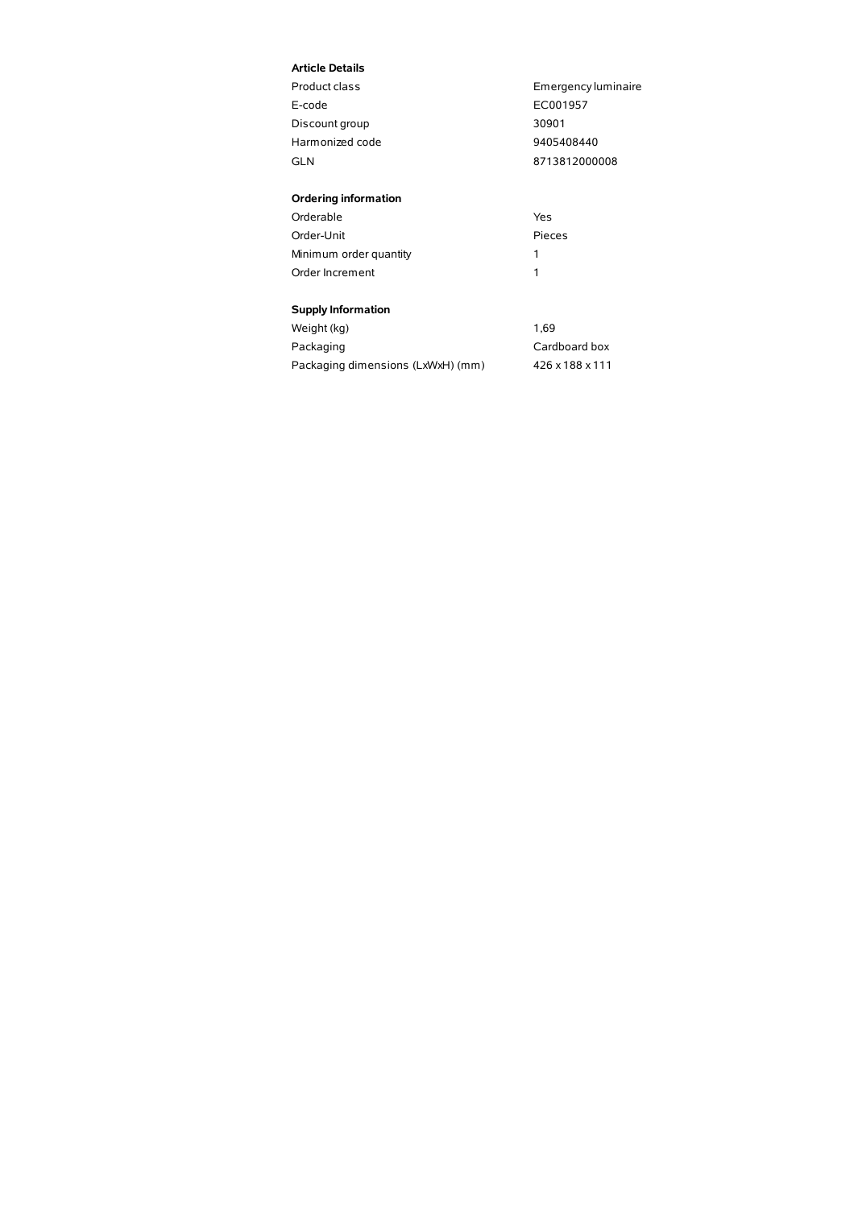### Article Details

| | |
|---|---|
| Product class | Emergency luminaire |
| E-code | EC001957 |
| Discount group | 30901 |
| Harmonized code | 9405408440 |
| GLN | 8713812000008 |

### Ordering information

| | |
|---|---|
| Orderable | Yes |
| Order-Unit | Pieces |
| Minimum order quantity | 1 |
| Order Increment | 1 |

### Supply Information

| | |
|---|---|
| Weight (kg) | 1,69 |
| Packaging | Cardboard box |
| Packaging dimensions (LxWxH) (mm) | 426 x 188 x 111 |